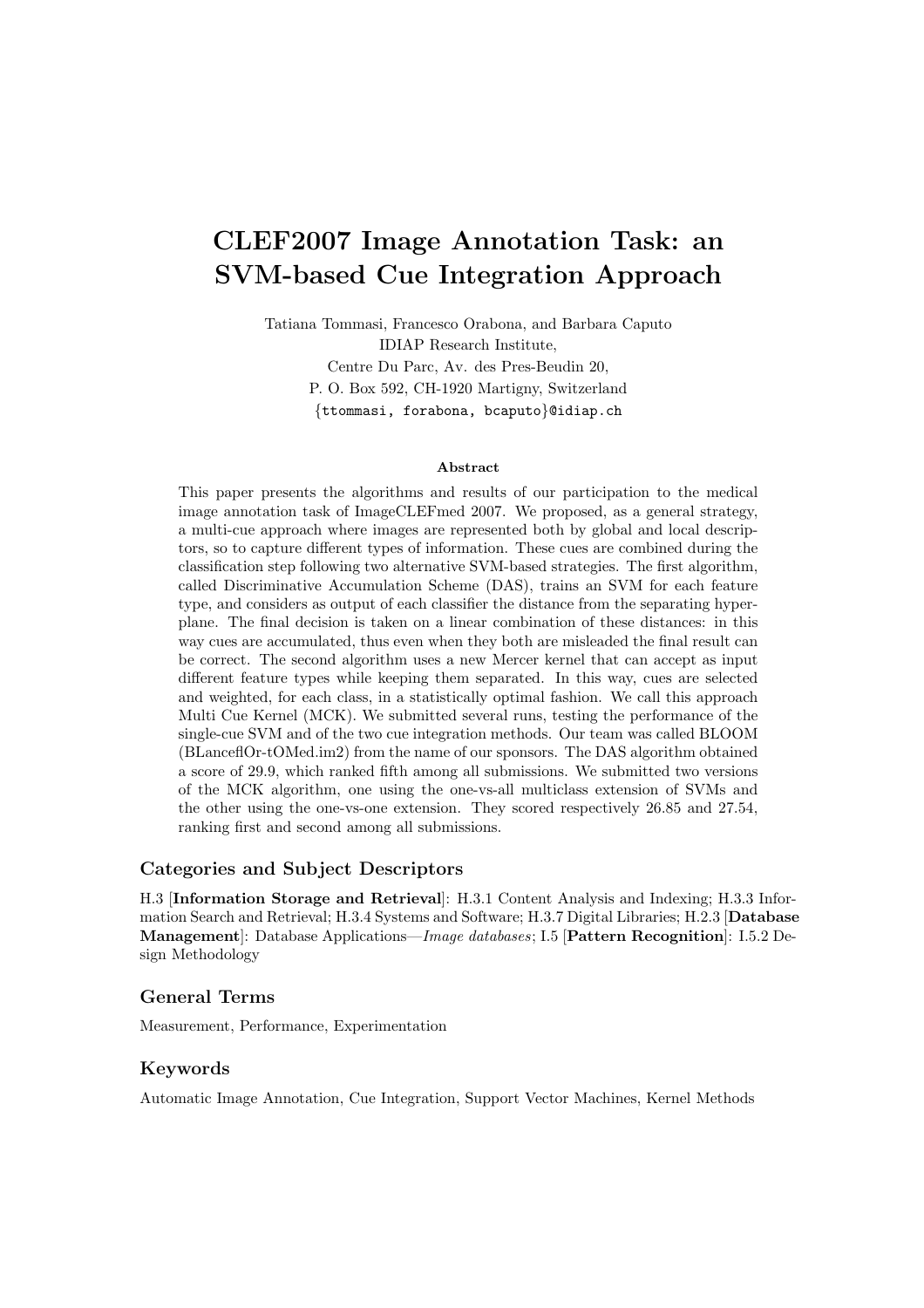# CLEF2007 Image Annotation Task: an SVM-based Cue Integration Approach

Tatiana Tommasi, Francesco Orabona, and Barbara Caputo
IDIAP Research Institute,
Centre Du Parc, Av. des Pres-Beudin 20,
P. O. Box 592, CH-1920 Martigny, Switzerland
{ttommasi, forabona, bcaputo}@idiap.ch

### Abstract

This paper presents the algorithms and results of our participation to the medical image annotation task of ImageCLEFmed 2007. We proposed, as a general strategy, a multi-cue approach where images are represented both by global and local descriptors, so to capture different types of information. These cues are combined during the classification step following two alternative SVM-based strategies. The first algorithm, called Discriminative Accumulation Scheme (DAS), trains an SVM for each feature type, and considers as output of each classifier the distance from the separating hyperplane. The final decision is taken on a linear combination of these distances: in this way cues are accumulated, thus even when they both are misleaded the final result can be correct. The second algorithm uses a new Mercer kernel that can accept as input different feature types while keeping them separated. In this way, cues are selected and weighted, for each class, in a statistically optimal fashion. We call this approach Multi Cue Kernel (MCK). We submitted several runs, testing the performance of the single-cue SVM and of the two cue integration methods. Our team was called BLOOM (BLanceflOr-tOMed.im2) from the name of our sponsors. The DAS algorithm obtained a score of 29.9, which ranked fifth among all submissions. We submitted two versions of the MCK algorithm, one using the one-vs-all multiclass extension of SVMs and the other using the one-vs-one extension. They scored respectively 26.85 and 27.54, ranking first and second among all submissions.

## Categories and Subject Descriptors

H.3 [**Information Storage and Retrieval**]: H.3.1 Content Analysis and Indexing; H.3.3 Information Search and Retrieval; H.3.4 Systems and Software; H.3.7 Digital Libraries; H.2.3 [**Database Management**]: Database Applications—*Image databases*; I.5 [**Pattern Recognition**]: I.5.2 Design Methodology

## General Terms

Measurement, Performance, Experimentation

## Keywords

Automatic Image Annotation, Cue Integration, Support Vector Machines, Kernel Methods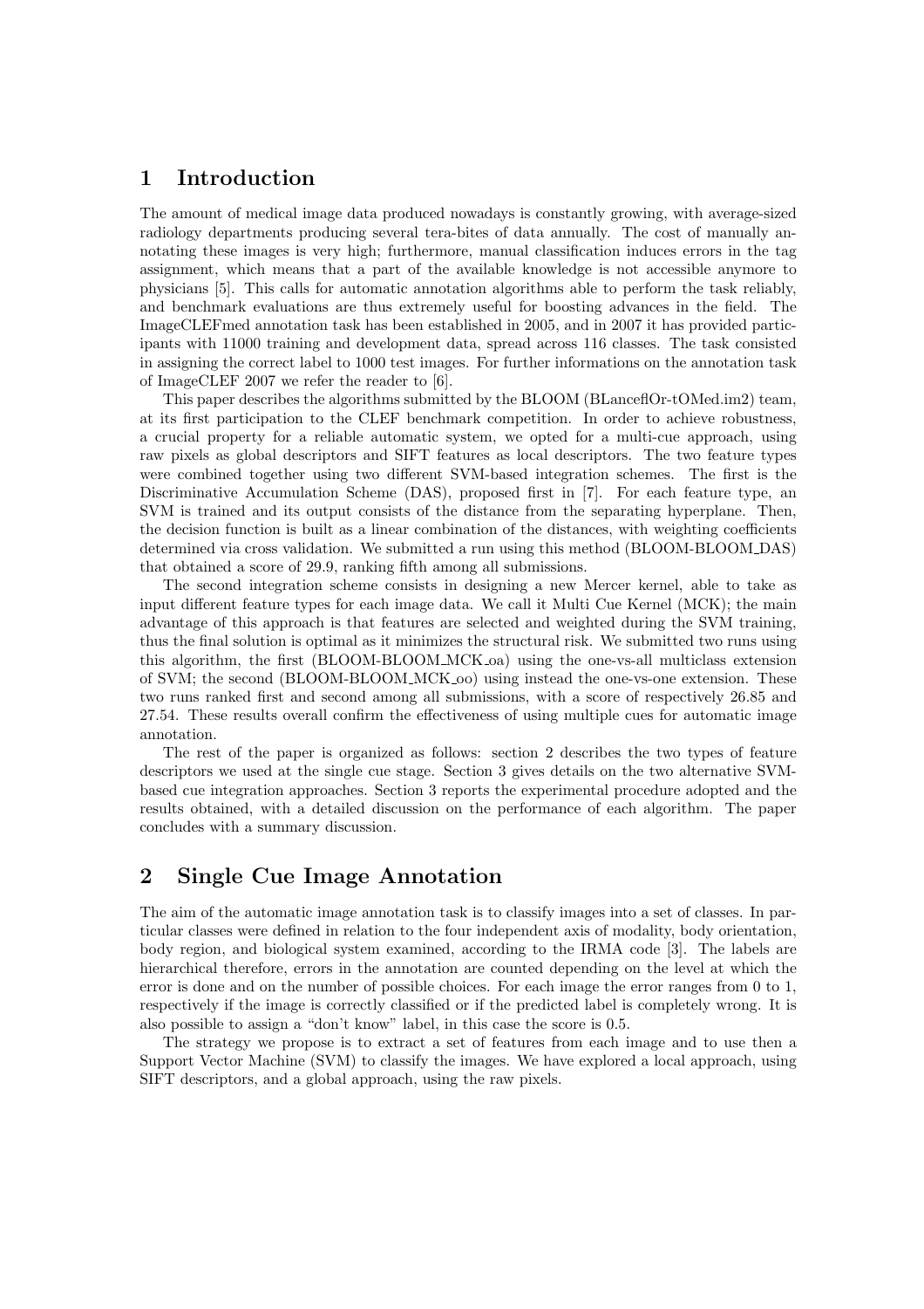## 1 Introduction

The amount of medical image data produced nowadays is constantly growing, with average-sized radiology departments producing several tera-bites of data annually. The cost of manually annotating these images is very high; furthermore, manual classification induces errors in the tag assignment, which means that a part of the available knowledge is not accessible anymore to physicians [5]. This calls for automatic annotation algorithms able to perform the task reliably, and benchmark evaluations are thus extremely useful for boosting advances in the field. The ImageCLEFmed annotation task has been established in 2005, and in 2007 it has provided participants with 11000 training and development data, spread across 116 classes. The task consisted in assigning the correct label to 1000 test images. For further informations on the annotation task of ImageCLEF 2007 we refer the reader to [6].

This paper describes the algorithms submitted by the BLOOM (BLanceflOr-tOMed.im2) team, at its first participation to the CLEF benchmark competition. In order to achieve robustness, a crucial property for a reliable automatic system, we opted for a multi-cue approach, using raw pixels as global descriptors and SIFT features as local descriptors. The two feature types were combined together using two different SVM-based integration schemes. The first is the Discriminative Accumulation Scheme (DAS), proposed first in [7]. For each feature type, an SVM is trained and its output consists of the distance from the separating hyperplane. Then, the decision function is built as a linear combination of the distances, with weighting coefficients determined via cross validation. We submitted a run using this method (BLOOM-BLOOM_DAS) that obtained a score of 29.9, ranking fifth among all submissions.

The second integration scheme consists in designing a new Mercer kernel, able to take as input different feature types for each image data. We call it Multi Cue Kernel (MCK); the main advantage of this approach is that features are selected and weighted during the SVM training, thus the final solution is optimal as it minimizes the structural risk. We submitted two runs using this algorithm, the first (BLOOM-BLOOM_MCK_oa) using the one-vs-all multiclass extension of SVM; the second (BLOOM-BLOOM_MCK_oo) using instead the one-vs-one extension. These two runs ranked first and second among all submissions, with a score of respectively 26.85 and 27.54. These results overall confirm the effectiveness of using multiple cues for automatic image annotation.

The rest of the paper is organized as follows: section 2 describes the two types of feature descriptors we used at the single cue stage. Section 3 gives details on the two alternative SVM-based cue integration approaches. Section 3 reports the experimental procedure adopted and the results obtained, with a detailed discussion on the performance of each algorithm. The paper concludes with a summary discussion.

## 2 Single Cue Image Annotation

The aim of the automatic image annotation task is to classify images into a set of classes. In particular classes were defined in relation to the four independent axis of modality, body orientation, body region, and biological system examined, according to the IRMA code [3]. The labels are hierarchical therefore, errors in the annotation are counted depending on the level at which the error is done and on the number of possible choices. For each image the error ranges from 0 to 1, respectively if the image is correctly classified or if the predicted label is completely wrong. It is also possible to assign a "don't know" label, in this case the score is 0.5.

The strategy we propose is to extract a set of features from each image and to use then a Support Vector Machine (SVM) to classify the images. We have explored a local approach, using SIFT descriptors, and a global approach, using the raw pixels.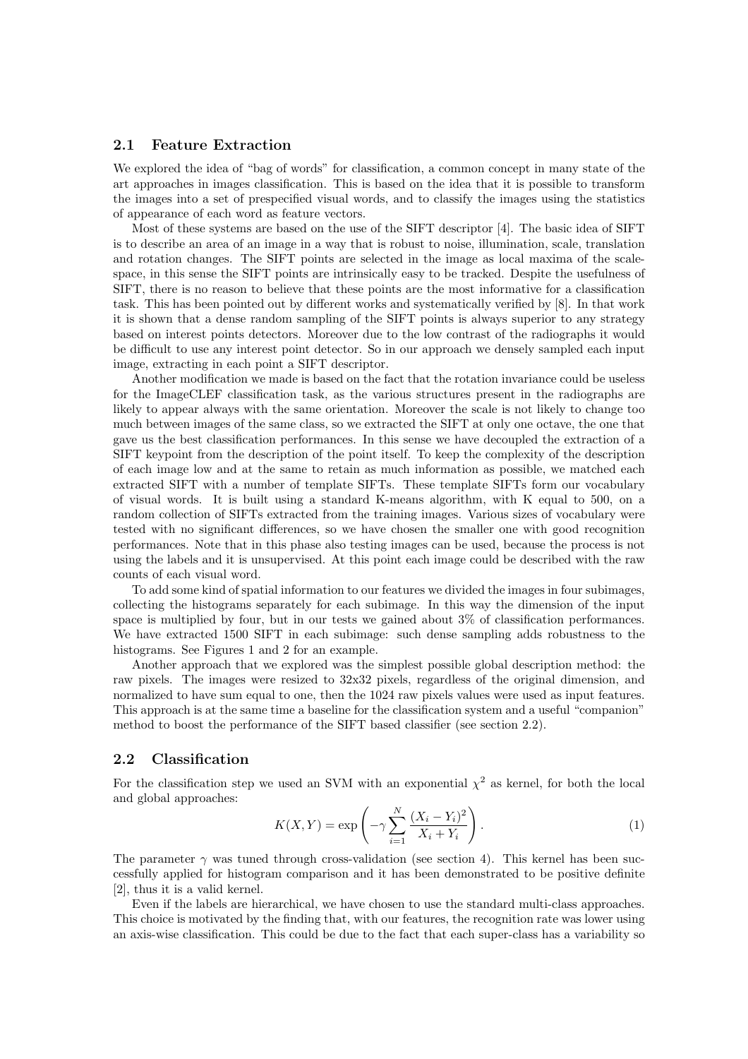### 2.1 Feature Extraction

We explored the idea of "bag of words" for classification, a common concept in many state of the art approaches in images classification. This is based on the idea that it is possible to transform the images into a set of prespecified visual words, and to classify the images using the statistics of appearance of each word as feature vectors.

Most of these systems are based on the use of the SIFT descriptor [4]. The basic idea of SIFT is to describe an area of an image in a way that is robust to noise, illumination, scale, translation and rotation changes. The SIFT points are selected in the image as local maxima of the scale-space, in this sense the SIFT points are intrinsically easy to be tracked. Despite the usefulness of SIFT, there is no reason to believe that these points are the most informative for a classification task. This has been pointed out by different works and systematically verified by [8]. In that work it is shown that a dense random sampling of the SIFT points is always superior to any strategy based on interest points detectors. Moreover due to the low contrast of the radiographs it would be difficult to use any interest point detector. So in our approach we densely sampled each input image, extracting in each point a SIFT descriptor.

Another modification we made is based on the fact that the rotation invariance could be useless for the ImageCLEF classification task, as the various structures present in the radiographs are likely to appear always with the same orientation. Moreover the scale is not likely to change too much between images of the same class, so we extracted the SIFT at only one octave, the one that gave us the best classification performances. In this sense we have decoupled the extraction of a SIFT keypoint from the description of the point itself. To keep the complexity of the description of each image low and at the same to retain as much information as possible, we matched each extracted SIFT with a number of template SIFTs. These template SIFTs form our vocabulary of visual words. It is built using a standard K-means algorithm, with K equal to 500, on a random collection of SIFTs extracted from the training images. Various sizes of vocabulary were tested with no significant differences, so we have chosen the smaller one with good recognition performances. Note that in this phase also testing images can be used, because the process is not using the labels and it is unsupervised. At this point each image could be described with the raw counts of each visual word.

To add some kind of spatial information to our features we divided the images in four subimages, collecting the histograms separately for each subimage. In this way the dimension of the input space is multiplied by four, but in our tests we gained about 3% of classification performances. We have extracted 1500 SIFT in each subimage: such dense sampling adds robustness to the histograms. See Figures 1 and 2 for an example.

Another approach that we explored was the simplest possible global description method: the raw pixels. The images were resized to 32x32 pixels, regardless of the original dimension, and normalized to have sum equal to one, then the 1024 raw pixels values were used as input features. This approach is at the same time a baseline for the classification system and a useful "companion" method to boost the performance of the SIFT based classifier (see section 2.2).

### 2.2 Classification

For the classification step we used an SVM with an exponential $\chi^2$ as kernel, for both the local and global approaches:

$$K(X,Y) = \exp\left(-\gamma \sum_{i=1}^{N} \frac{(X_i - Y_i)^2}{X_i + Y_i}\right). \tag{1}$$

The parameter $\gamma$ was tuned through cross-validation (see section 4). This kernel has been successfully applied for histogram comparison and it has been demonstrated to be positive definite [2], thus it is a valid kernel.

Even if the labels are hierarchical, we have chosen to use the standard multi-class approaches. This choice is motivated by the finding that, with our features, the recognition rate was lower using an axis-wise classification. This could be due to the fact that each super-class has a variability so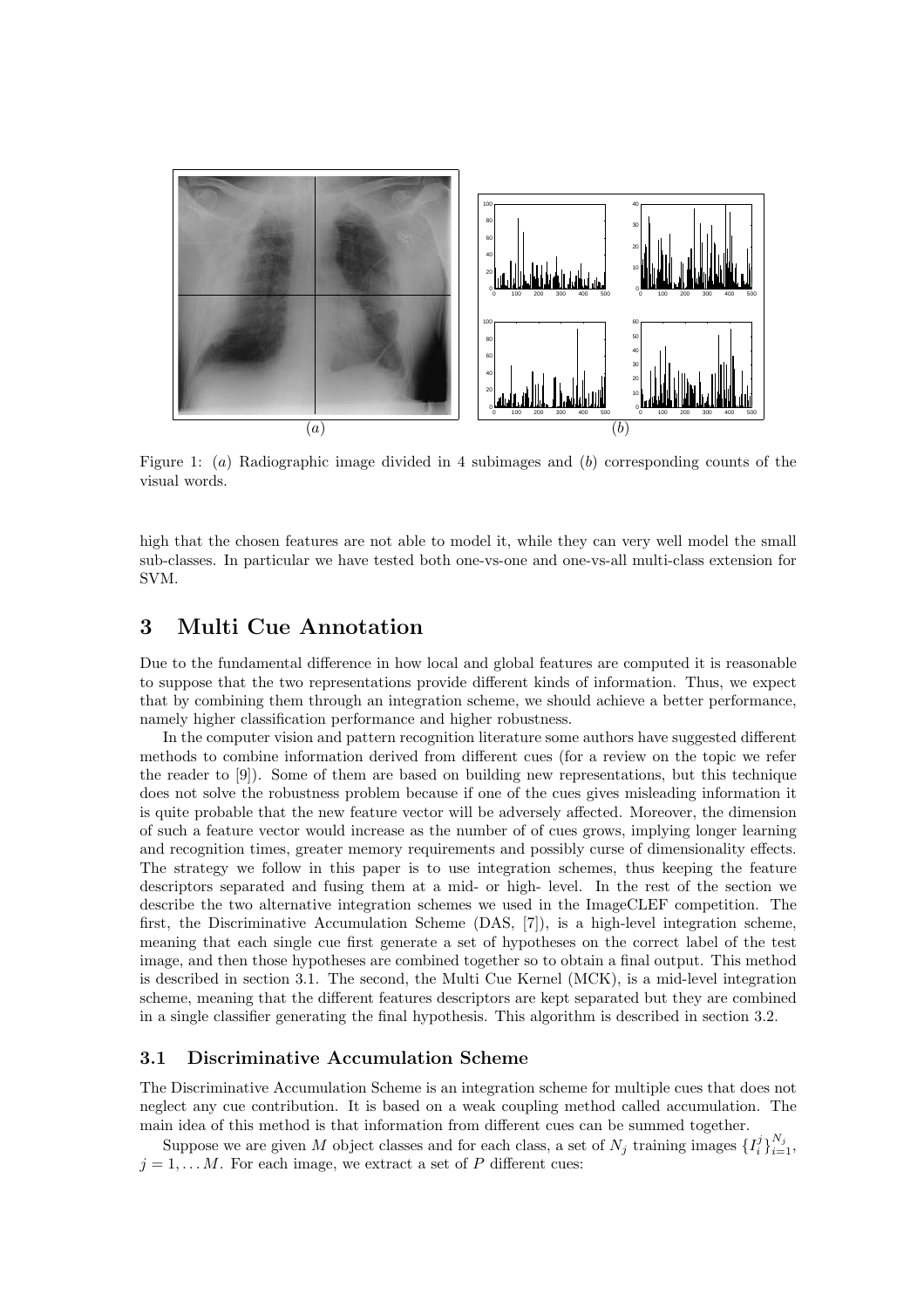Figure 1: (*a*) Radiographic image divided in 4 subimages and (*b*) corresponding counts of the visual words.

high that the chosen features are not able to model it, while they can very well model the small sub-classes. In particular we have tested both one-vs-one and one-vs-all multi-class extension for SVM.

# 3 Multi Cue Annotation

Due to the fundamental difference in how local and global features are computed it is reasonable to suppose that the two representations provide different kinds of information. Thus, we expect that by combining them through an integration scheme, we should achieve a better performance, namely higher classification performance and higher robustness.

In the computer vision and pattern recognition literature some authors have suggested different methods to combine information derived from different cues (for a review on the topic we refer the reader to [9]). Some of them are based on building new representations, but this technique does not solve the robustness problem because if one of the cues gives misleading information it is quite probable that the new feature vector will be adversely affected. Moreover, the dimension of such a feature vector would increase as the number of of cues grows, implying longer learning and recognition times, greater memory requirements and possibly curse of dimensionality effects. The strategy we follow in this paper is to use integration schemes, thus keeping the feature descriptors separated and fusing them at a mid- or high- level. In the rest of the section we describe the two alternative integration schemes we used in the ImageCLEF competition. The first, the Discriminative Accumulation Scheme (DAS, [7]), is a high-level integration scheme, meaning that each single cue first generate a set of hypotheses on the correct label of the test image, and then those hypotheses are combined together so to obtain a final output. This method is described in section 3.1. The second, the Multi Cue Kernel (MCK), is a mid-level integration scheme, meaning that the different features descriptors are kept separated but they are combined in a single classifier generating the final hypothesis. This algorithm is described in section 3.2.

## 3.1 Discriminative Accumulation Scheme

The Discriminative Accumulation Scheme is an integration scheme for multiple cues that does not neglect any cue contribution. It is based on a weak coupling method called accumulation. The main idea of this method is that information from different cues can be summed together.

Suppose we are given $M$ object classes and for each class, a set of $N_j$ training images $\{I_i^j\}_{i=1}^{N_j}$, $j = 1, \ldots M$. For each image, we extract a set of $P$ different cues: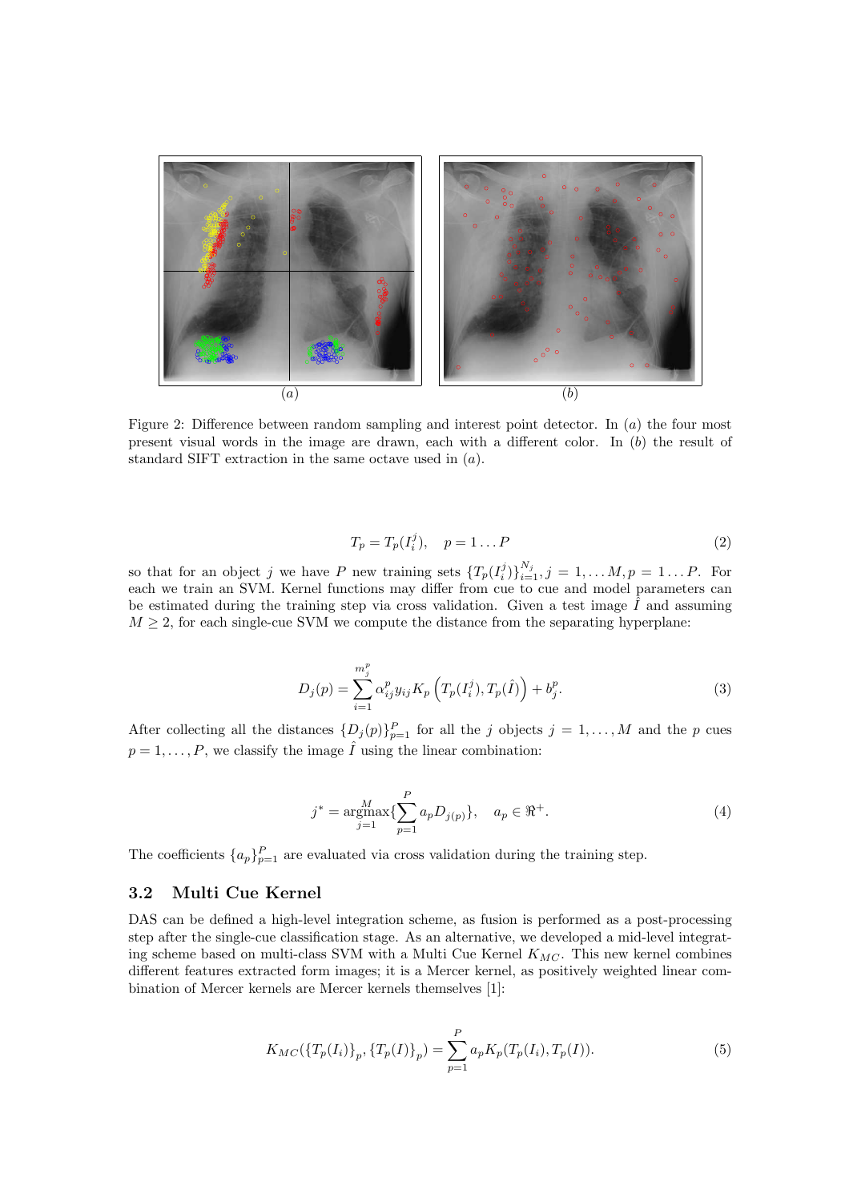(a) (b)

Figure 2: Difference between random sampling and interest point detector. In $(a)$ the four most present visual words in the image are drawn, each with a different color. In $(b)$ the result of standard SIFT extraction in the same octave used in $(a)$.

$$T_p = T_p(I_i^j), \quad p = 1 \dots P \tag{2}$$

so that for an object $j$ we have $P$ new training sets $\{T_p(I_i^j)\}_{i=1}^{N_j}, j = 1, \dots M, p = 1 \dots P$. For each we train an SVM. Kernel functions may differ from cue to cue and model parameters can be estimated during the training step via cross validation. Given a test image $\hat{I}$ and assuming $M \geq 2$, for each single-cue SVM we compute the distance from the separating hyperplane:

$$D_j(p) = \sum_{i=1}^{m_j^p} \alpha_{ij}^p y_{ij} K_p\left(T_p(I_i^j), T_p(\hat{I})\right) + b_j^p. \tag{3}$$

After collecting all the distances $\{D_j(p)\}_{p=1}^P$ for all the $j$ objects $j = 1, \dots, M$ and the $p$ cues $p = 1, \dots, P$, we classify the image $\hat{I}$ using the linear combination:

$$j^* = \operatorname*{argmax}_{j=1}^{M} \{\sum_{p=1}^{P} a_p D_{j(p)}\}, \quad a_p \in \Re^+. \tag{4}$$

The coefficients $\{a_p\}_{p=1}^P$ are evaluated via cross validation during the training step.

## 3.2 Multi Cue Kernel

DAS can be defined a high-level integration scheme, as fusion is performed as a post-processing step after the single-cue classification stage. As an alternative, we developed a mid-level integrating scheme based on multi-class SVM with a Multi Cue Kernel $K_{MC}$. This new kernel combines different features extracted form images; it is a Mercer kernel, as positively weighted linear combination of Mercer kernels are Mercer kernels themselves [1]:

$$K_{MC}(\{T_p(I_i)\}_p, \{T_p(I)\}_p) = \sum_{p=1}^{P} a_p K_p(T_p(I_i), T_p(I)). \tag{5}$$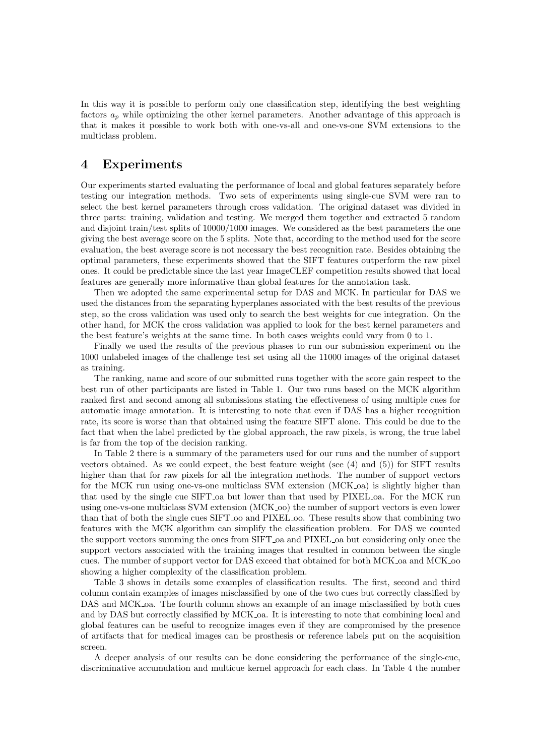In this way it is possible to perform only one classification step, identifying the best weighting factors $a_p$ while optimizing the other kernel parameters. Another advantage of this approach is that it makes it possible to work both with one-vs-all and one-vs-one SVM extensions to the multiclass problem.

# 4 Experiments

Our experiments started evaluating the performance of local and global features separately before testing our integration methods. Two sets of experiments using single-cue SVM were ran to select the best kernel parameters through cross validation. The original dataset was divided in three parts: training, validation and testing. We merged them together and extracted 5 random and disjoint train/test splits of 10000/1000 images. We considered as the best parameters the one giving the best average score on the 5 splits. Note that, according to the method used for the score evaluation, the best average score is not necessary the best recognition rate. Besides obtaining the optimal parameters, these experiments showed that the SIFT features outperform the raw pixel ones. It could be predictable since the last year ImageCLEF competition results showed that local features are generally more informative than global features for the annotation task.

Then we adopted the same experimental setup for DAS and MCK. In particular for DAS we used the distances from the separating hyperplanes associated with the best results of the previous step, so the cross validation was used only to search the best weights for cue integration. On the other hand, for MCK the cross validation was applied to look for the best kernel parameters and the best feature's weights at the same time. In both cases weights could vary from 0 to 1.

Finally we used the results of the previous phases to run our submission experiment on the 1000 unlabeled images of the challenge test set using all the 11000 images of the original dataset as training.

The ranking, name and score of our submitted runs together with the score gain respect to the best run of other participants are listed in Table 1. Our two runs based on the MCK algorithm ranked first and second among all submissions stating the effectiveness of using multiple cues for automatic image annotation. It is interesting to note that even if DAS has a higher recognition rate, its score is worse than that obtained using the feature SIFT alone. This could be due to the fact that when the label predicted by the global approach, the raw pixels, is wrong, the true label is far from the top of the decision ranking.

In Table 2 there is a summary of the parameters used for our runs and the number of support vectors obtained. As we could expect, the best feature weight (see (4) and (5)) for SIFT results higher than that for raw pixels for all the integration methods. The number of support vectors for the MCK run using one-vs-one multiclass SVM extension (MCK_oa) is slightly higher than that used by the single cue SIFT_oa but lower than that used by PIXEL_oa. For the MCK run using one-vs-one multiclass SVM extension (MCK_oo) the number of support vectors is even lower than that of both the single cues SIFT_oo and PIXEL_oo. These results show that combining two features with the MCK algorithm can simplify the classification problem. For DAS we counted the support vectors summing the ones from SIFT_oa and PIXEL_oa but considering only once the support vectors associated with the training images that resulted in common between the single cues. The number of support vector for DAS exceed that obtained for both MCK_oa and MCK_oo showing a higher complexity of the classification problem.

Table 3 shows in details some examples of classification results. The first, second and third column contain examples of images misclassified by one of the two cues but correctly classified by DAS and MCK_oa. The fourth column shows an example of an image misclassified by both cues and by DAS but correctly classified by MCK_oa. It is interesting to note that combining local and global features can be useful to recognize images even if they are compromised by the presence of artifacts that for medical images can be prosthesis or reference labels put on the acquisition screen.

A deeper analysis of our results can be done considering the performance of the single-cue, discriminative accumulation and multicue kernel approach for each class. In Table 4 the number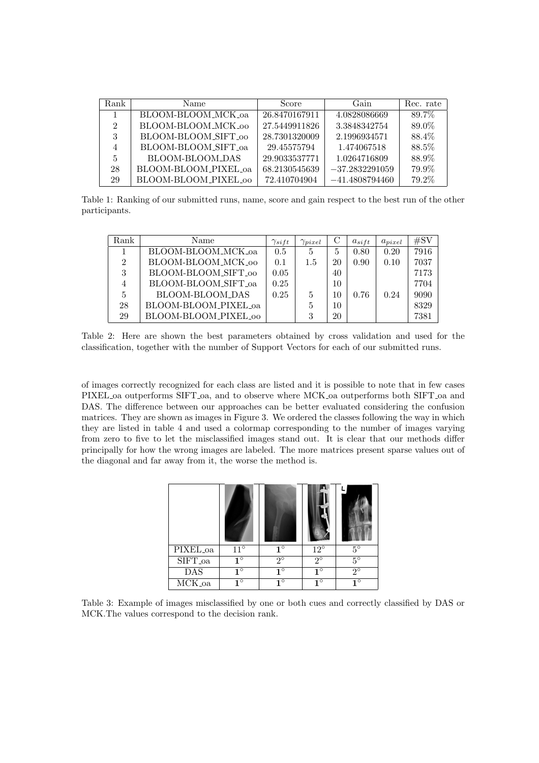| Rank | Name | Score | Gain | Rec. rate |
|---|---|---|---|---|
| 1 | BLOOM-BLOOM_MCK_oa | 26.8470167911 | 4.0828086669 | 89.7% |
| 2 | BLOOM-BLOOM_MCK_oo | 27.5449911826 | 3.3848342754 | 89.0% |
| 3 | BLOOM-BLOOM_SIFT_oo | 28.7301320009 | 2.1996934571 | 88.4% |
| 4 | BLOOM-BLOOM_SIFT_oa | 29.45575794 | 1.474067518 | 88.5% |
| 5 | BLOOM-BLOOM_DAS | 29.9033537771 | 1.0264716809 | 88.9% |
| 28 | BLOOM-BLOOM_PIXEL_oa | 68.2130545639 | −37.2832291059 | 79.9% |
| 29 | BLOOM-BLOOM_PIXEL_oo | 72.410704904 | −41.4808794460 | 79.2% |

Table 1: Ranking of our submitted runs, name, score and gain respect to the best run of the other participants.

| Rank | Name | $\gamma_{sift}$ | $\gamma_{pixel}$ | C | $a_{sift}$ | $a_{pixel}$ | #SV |
|---|---|---|---|---|---|---|---|
| 1 | BLOOM-BLOOM_MCK_oa | 0.5 | 5 | 5 | 0.80 | 0.20 | 7916 |
| 2 | BLOOM-BLOOM_MCK_oo | 0.1 | 1.5 | 20 | 0.90 | 0.10 | 7037 |
| 3 | BLOOM-BLOOM_SIFT_oo | 0.05 | | 40 | | | 7173 |
| 4 | BLOOM-BLOOM_SIFT_oa | 0.25 | | 10 | | | 7704 |
| 5 | BLOOM-BLOOM_DAS | 0.25 | 5 | 10 | 0.76 | 0.24 | 9090 |
| 28 | BLOOM-BLOOM_PIXEL_oa | | 5 | 10 | | | 8329 |
| 29 | BLOOM-BLOOM_PIXEL_oo | | 3 | 20 | | | 7381 |

Table 2: Here are shown the best parameters obtained by cross validation and used for the classification, together with the number of Support Vectors for each of our submitted runs.

of images correctly recognized for each class are listed and it is possible to note that in few cases PIXEL_oa outperforms SIFT_oa, and to observe where MCK_oa outperforms both SIFT_oa and DAS. The difference between our approaches can be better evaluated considering the confusion matrices. They are shown as images in Figure 3. We ordered the classes following the way in which they are listed in table 4 and used a colormap corresponding to the number of images varying from zero to five to let the misclassified images stand out. It is clear that our methods differ principally for how the wrong images are labeled. The more matrices present sparse values out of the diagonal and far away from it, the worse the method is.

| | | | | |
|---|---|---|---|---|
| PIXEL_oa | 11° | **1°** | 12° | 5° |
| SIFT_oa | **1°** | 2° | 2° | 5° |
| DAS | **1°** | **1°** | **1°** | 2° |
| MCK_oa | **1°** | **1°** | **1°** | **1°** |

Table 3: Example of images misclassified by one or both cues and correctly classified by DAS or MCK.The values correspond to the decision rank.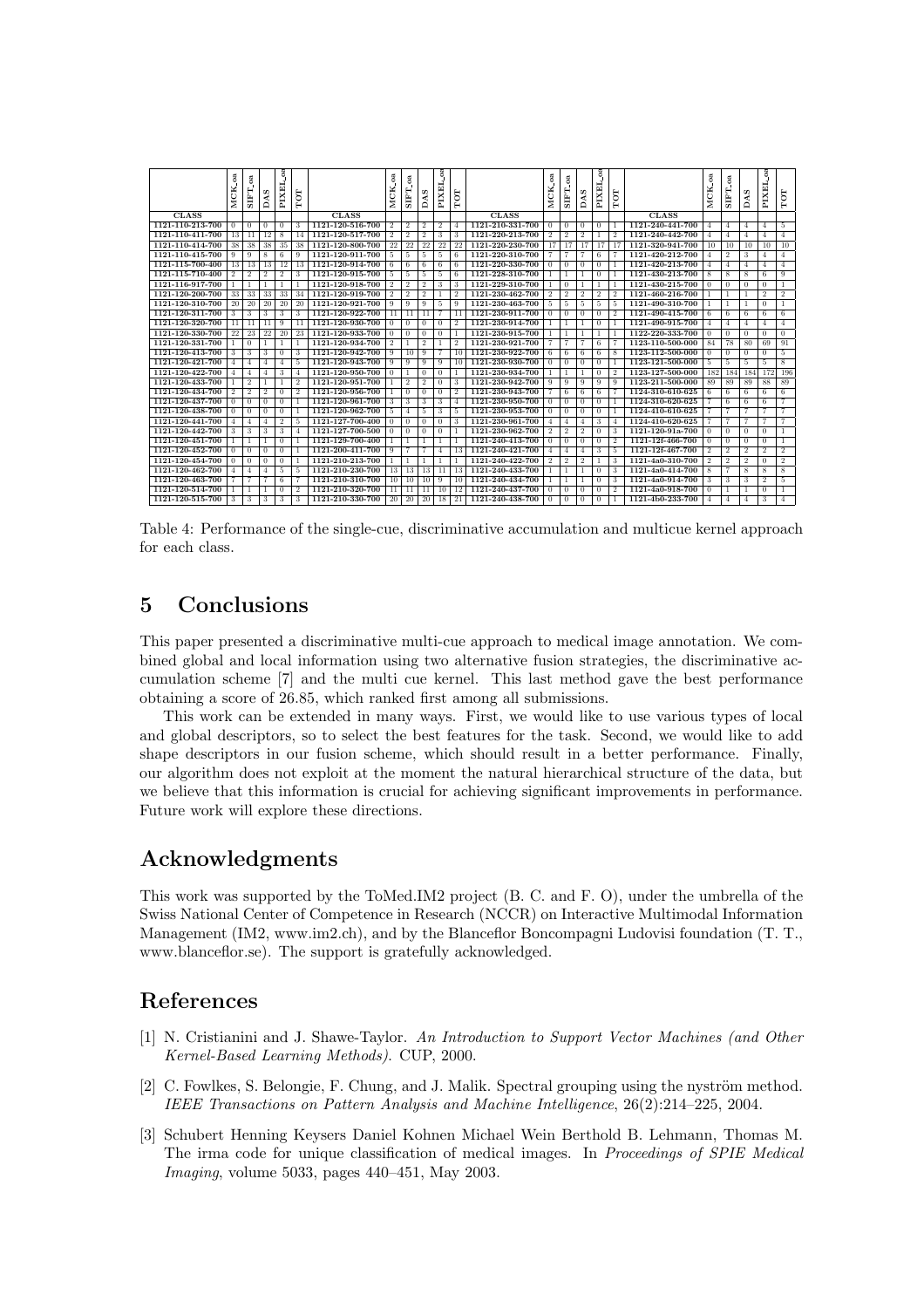| CLASS | MCK_oa | SIFT_oa | DAS | PIXEL_oa | TOT | CLASS | MCK_oa | SIFT_oa | DAS | PIXEL_oa | TOT | CLASS | MCK_oa | SIFT_oa | DAS | PIXEL_oa | TOT | CLASS | MCK_oa | SIFT_oa | DAS | PIXEL_oa | TOT |
|---|---|---|---|---|---|---|---|---|---|---|---|---|---|---|---|---|---|---|---|---|---|---|---|
| 1121-110-213-700 | 0 | 0 | 0 | 0 | 3 | 1121-120-516-700 | 2 | 2 | 2 | 2 | 4 | 1121-210-331-700 | 0 | 0 | 0 | 0 | 1 | 1121-240-441-700 | 4 | 4 | 4 | 4 | 5 |
| 1121-110-411-700 | 13 | 11 | 12 | 8 | 14 | 1121-120-517-700 | 2 | 2 | 2 | 3 | 3 | 1121-220-213-700 | 2 | 2 | 2 | 1 | 2 | 1121-240-442-700 | 4 | 4 | 4 | 4 | 4 |
| 1121-110-414-700 | 38 | 38 | 38 | 35 | 38 | 1121-120-800-700 | 22 | 22 | 22 | 22 | 22 | 1121-220-230-700 | 17 | 17 | 17 | 17 | 17 | 1121-320-941-700 | 10 | 10 | 10 | 10 | 10 |
| 1121-110-415-700 | 9 | 9 | 8 | 6 | 9 | 1121-120-911-700 | 5 | 5 | 5 | 5 | 6 | 1121-220-310-700 | 7 | 7 | 7 | 6 | 7 | 1121-420-212-700 | 4 | 2 | 3 | 4 | 4 |
| 1121-115-700-400 | 13 | 13 | 13 | 12 | 13 | 1121-120-914-700 | 6 | 6 | 6 | 6 | 6 | 1121-220-330-700 | 0 | 0 | 0 | 0 | 1 | 1121-420-213-700 | 4 | 4 | 4 | 4 | 4 |
| 1121-115-710-400 | 2 | 2 | 2 | 2 | 3 | 1121-120-915-700 | 5 | 5 | 5 | 5 | 6 | 1121-228-310-700 | 1 | 1 | 1 | 0 | 1 | 1121-430-213-700 | 8 | 8 | 8 | 6 | 9 |
| 1121-116-917-700 | 1 | 1 | 1 | 1 | 1 | 1121-120-918-700 | 2 | 2 | 2 | 3 | 3 | 1121-229-310-700 | 1 | 0 | 1 | 1 | 1 | 1121-430-215-700 | 0 | 0 | 0 | 0 | 1 |
| 1121-120-200-700 | 33 | 33 | 33 | 33 | 34 | 1121-120-919-700 | 2 | 2 | 2 | 1 | 2 | 1121-230-462-700 | 2 | 2 | 2 | 2 | 2 | 1121-460-216-700 | 1 | 1 | 1 | 2 | 2 |
| 1121-120-310-700 | 20 | 20 | 20 | 20 | 20 | 1121-120-921-700 | 9 | 9 | 9 | 5 | 9 | 1121-230-463-700 | 5 | 5 | 5 | 5 | 5 | 1121-490-310-700 | 1 | 1 | 1 | 0 | 1 |
| 1121-120-311-700 | 3 | 3 | 3 | 3 | 3 | 1121-120-922-700 | 11 | 11 | 11 | 7 | 11 | 1121-230-911-700 | 0 | 0 | 0 | 0 | 2 | 1121-490-415-700 | 6 | 6 | 6 | 6 | 6 |
| 1121-120-320-700 | 11 | 11 | 11 | 9 | 11 | 1121-120-930-700 | 0 | 0 | 0 | 0 | 2 | 1121-230-914-700 | 1 | 1 | 1 | 0 | 1 | 1121-490-915-700 | 4 | 4 | 4 | 4 | 4 |
| 1121-120-330-700 | 22 | 23 | 22 | 20 | 23 | 1121-120-933-700 | 0 | 0 | 0 | 0 | 1 | 1121-230-915-700 | 1 | 1 | 1 | 1 | 1 | 1122-220-333-700 | 0 | 0 | 0 | 0 | 0 |
| 1121-120-331-700 | 1 | 0 | 1 | 1 | 1 | 1121-120-934-700 | 2 | 1 | 2 | 1 | 2 | 1121-230-921-700 | 7 | 7 | 7 | 6 | 7 | 1123-110-500-000 | 84 | 78 | 80 | 69 | 91 |
| 1121-120-413-700 | 3 | 3 | 3 | 0 | 3 | 1121-120-942-700 | 9 | 10 | 9 | 7 | 10 | 1121-230-922-700 | 6 | 6 | 6 | 6 | 8 | 1123-112-500-000 | 0 | 0 | 0 | 0 | 5 |
| 1121-120-421-700 | 4 | 4 | 4 | 4 | 5 | 1121-120-943-700 | 9 | 9 | 9 | 9 | 10 | 1121-230-930-700 | 0 | 0 | 0 | 0 | 1 | 1123-121-500-000 | 5 | 5 | 5 | 5 | 8 |
| 1121-120-422-700 | 4 | 4 | 4 | 3 | 4 | 1121-120-950-700 | 0 | 1 | 0 | 0 | 1 | 1121-230-934-700 | 1 | 1 | 1 | 0 | 2 | 1123-127-500-000 | 182 | 184 | 184 | 172 | 196 |
| 1121-120-433-700 | 1 | 2 | 1 | 1 | 2 | 1121-120-951-700 | 1 | 2 | 2 | 0 | 3 | 1121-230-942-700 | 9 | 9 | 9 | 9 | 9 | 1123-211-500-000 | 89 | 89 | 89 | 88 | 89 |
| 1121-120-434-700 | 2 | 2 | 2 | 0 | 2 | 1121-120-956-700 | 1 | 0 | 0 | 0 | 2 | 1121-230-943-700 | 7 | 6 | 6 | 6 | 7 | 1124-310-610-625 | 6 | 6 | 6 | 6 | 6 |
| 1121-120-437-700 | 0 | 0 | 0 | 0 | 1 | 1121-120-961-700 | 3 | 3 | 3 | 3 | 4 | 1121-230-950-700 | 0 | 0 | 0 | 0 | 1 | 1124-310-620-625 | 7 | 6 | 6 | 6 | 7 |
| 1121-120-438-700 | 0 | 0 | 0 | 0 | 1 | 1121-120-962-700 | 5 | 4 | 5 | 3 | 5 | 1121-230-953-700 | 0 | 0 | 0 | 0 | 1 | 1124-410-610-625 | 7 | 7 | 7 | 7 | 7 |
| 1121-120-441-700 | 4 | 4 | 4 | 2 | 5 | 1121-127-700-400 | 0 | 0 | 0 | 0 | 3 | 1121-230-961-700 | 4 | 4 | 4 | 3 | 4 | 1124-410-620-625 | 7 | 7 | 7 | 7 | 7 |
| 1121-120-442-700 | 3 | 3 | 3 | 3 | 4 | 1121-127-700-500 | 0 | 0 | 0 | 0 | 1 | 1121-230-962-700 | 2 | 2 | 2 | 0 | 3 | 1121-120-91a-700 | 0 | 0 | 0 | 0 | 1 |
| 1121-120-451-700 | 1 | 1 | 1 | 0 | 1 | 1121-129-700-400 | 1 | 1 | 1 | 1 | 1 | 1121-240-413-700 | 0 | 0 | 0 | 0 | 2 | 1121-12f-466-700 | 0 | 0 | 0 | 0 | 1 |
| 1121-120-452-700 | 0 | 0 | 0 | 0 | 1 | 1121-200-411-700 | 9 | 7 | 7 | 4 | 13 | 1121-240-421-700 | 4 | 4 | 4 | 3 | 5 | 1121-12f-467-700 | 2 | 2 | 2 | 2 | 2 |
| 1121-120-454-700 | 0 | 0 | 0 | 0 | 1 | 1121-210-213-700 | 1 | 1 | 1 | 1 | 1 | 1121-240-422-700 | 2 | 2 | 2 | 1 | 3 | 1121-4a0-310-700 | 2 | 2 | 2 | 0 | 2 |
| 1121-120-462-700 | 4 | 4 | 4 | 5 | 5 | 1121-210-230-700 | 13 | 13 | 13 | 11 | 13 | 1121-240-433-700 | 1 | 1 | 1 | 0 | 3 | 1121-4a0-414-700 | 8 | 7 | 8 | 8 | 8 |
| 1121-120-463-700 | 7 | 7 | 7 | 6 | 7 | 1121-210-310-700 | 10 | 10 | 10 | 9 | 10 | 1121-240-434-700 | 1 | 1 | 1 | 0 | 3 | 1121-4a0-914-700 | 3 | 3 | 3 | 2 | 5 |
| 1121-120-514-700 | 1 | 1 | 1 | 0 | 2 | 1121-210-320-700 | 11 | 11 | 11 | 10 | 12 | 1121-240-437-700 | 0 | 0 | 0 | 0 | 2 | 1121-4a0-918-700 | 0 | 1 | 1 | 0 | 1 |
| 1121-120-515-700 | 3 | 3 | 3 | 3 | 3 | 1121-210-330-700 | 20 | 20 | 20 | 18 | 21 | 1121-240-438-700 | 0 | 0 | 0 | 0 | 1 | 1121-4b0-233-700 | 4 | 4 | 4 | 3 | 4 |

Table 4: Performance of the single-cue, discriminative accumulation and multicue kernel approach for each class.

## 5 Conclusions

This paper presented a discriminative multi-cue approach to medical image annotation. We combined global and local information using two alternative fusion strategies, the discriminative accumulation scheme [7] and the multi cue kernel. This last method gave the best performance obtaining a score of 26.85, which ranked first among all submissions.

This work can be extended in many ways. First, we would like to use various types of local and global descriptors, so to select the best features for the task. Second, we would like to add shape descriptors in our fusion scheme, which should result in a better performance. Finally, our algorithm does not exploit at the moment the natural hierarchical structure of the data, but we believe that this information is crucial for achieving significant improvements in performance. Future work will explore these directions.

## Acknowledgments

This work was supported by the ToMed.IM2 project (B. C. and F. O), under the umbrella of the Swiss National Center of Competence in Research (NCCR) on Interactive Multimodal Information Management (IM2, www.im2.ch), and by the Blanceflor Boncompagni Ludovisi foundation (T. T., www.blanceflor.se). The support is gratefully acknowledged.

## References

[1] N. Cristianini and J. Shawe-Taylor. *An Introduction to Support Vector Machines (and Other Kernel-Based Learning Methods).* CUP, 2000.

[2] C. Fowlkes, S. Belongie, F. Chung, and J. Malik. Spectral grouping using the nyström method. *IEEE Transactions on Pattern Analysis and Machine Intelligence*, 26(2):214–225, 2004.

[3] Schubert Henning Keysers Daniel Kohnen Michael Wein Berthold B. Lehmann, Thomas M. The irma code for unique classification of medical images. In *Proceedings of SPIE Medical Imaging*, volume 5033, pages 440–451, May 2003.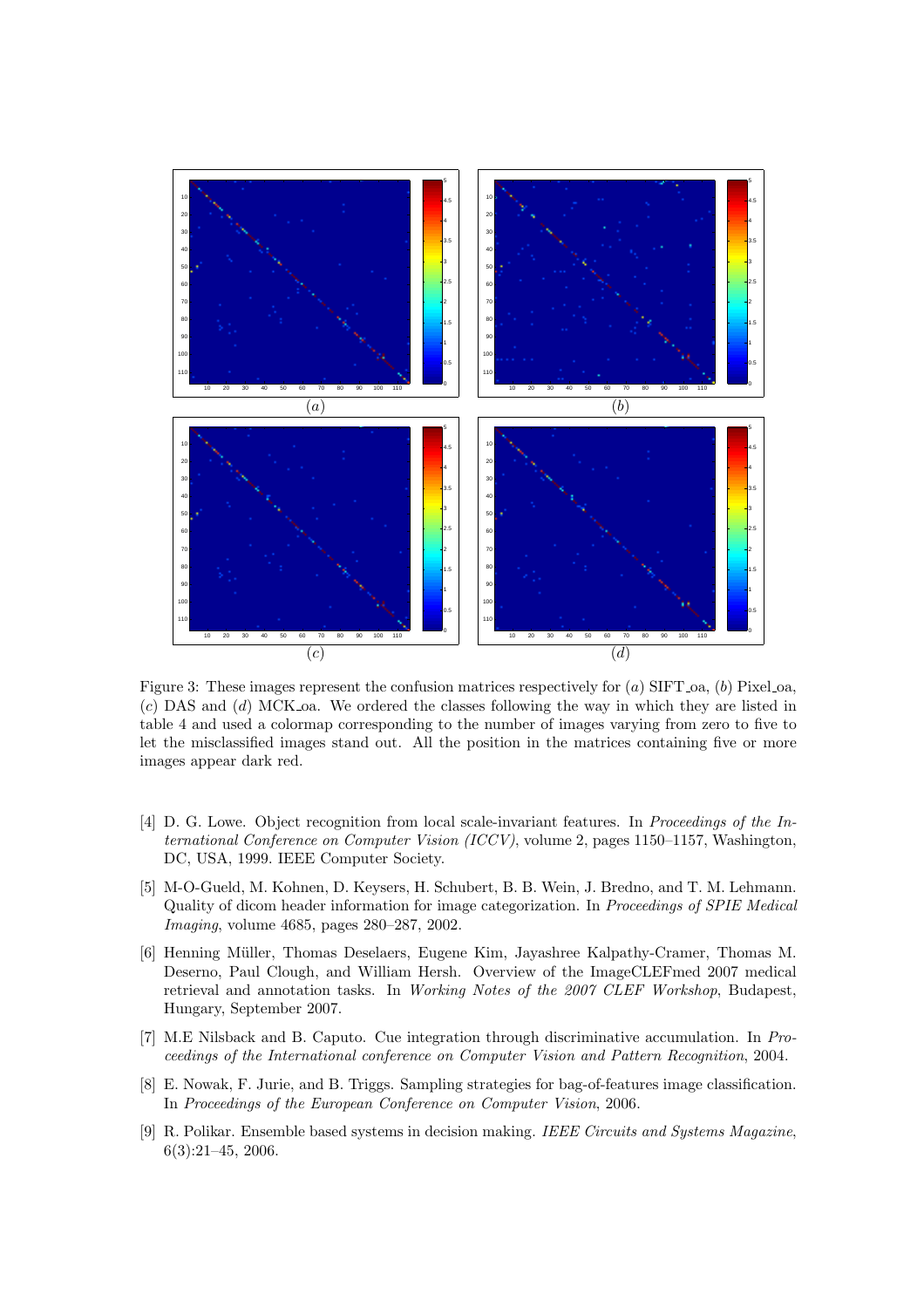Figure 3: These images represent the confusion matrices respectively for $(a)$ SIFT_oa, $(b)$ Pixel_oa, $(c)$ DAS and $(d)$ MCK_oa. We ordered the classes following the way in which they are listed in table 4 and used a colormap corresponding to the number of images varying from zero to five to let the misclassified images stand out. All the position in the matrices containing five or more images appear dark red.

[4] D. G. Lowe. Object recognition from local scale-invariant features. In *Proceedings of the International Conference on Computer Vision (ICCV)*, volume 2, pages 1150–1157, Washington, DC, USA, 1999. IEEE Computer Society.

[5] M-O-Gueld, M. Kohnen, D. Keysers, H. Schubert, B. B. Wein, J. Bredno, and T. M. Lehmann. Quality of dicom header information for image categorization. In *Proceedings of SPIE Medical Imaging*, volume 4685, pages 280–287, 2002.

[6] Henning Müller, Thomas Deselaers, Eugene Kim, Jayashree Kalpathy-Cramer, Thomas M. Deserno, Paul Clough, and William Hersh. Overview of the ImageCLEFmed 2007 medical retrieval and annotation tasks. In *Working Notes of the 2007 CLEF Workshop*, Budapest, Hungary, September 2007.

[7] M.E Nilsback and B. Caputo. Cue integration through discriminative accumulation. In *Proceedings of the International conference on Computer Vision and Pattern Recognition*, 2004.

[8] E. Nowak, F. Jurie, and B. Triggs. Sampling strategies for bag-of-features image classification. In *Proceedings of the European Conference on Computer Vision*, 2006.

[9] R. Polikar. Ensemble based systems in decision making. *IEEE Circuits and Systems Magazine*, 6(3):21–45, 2006.